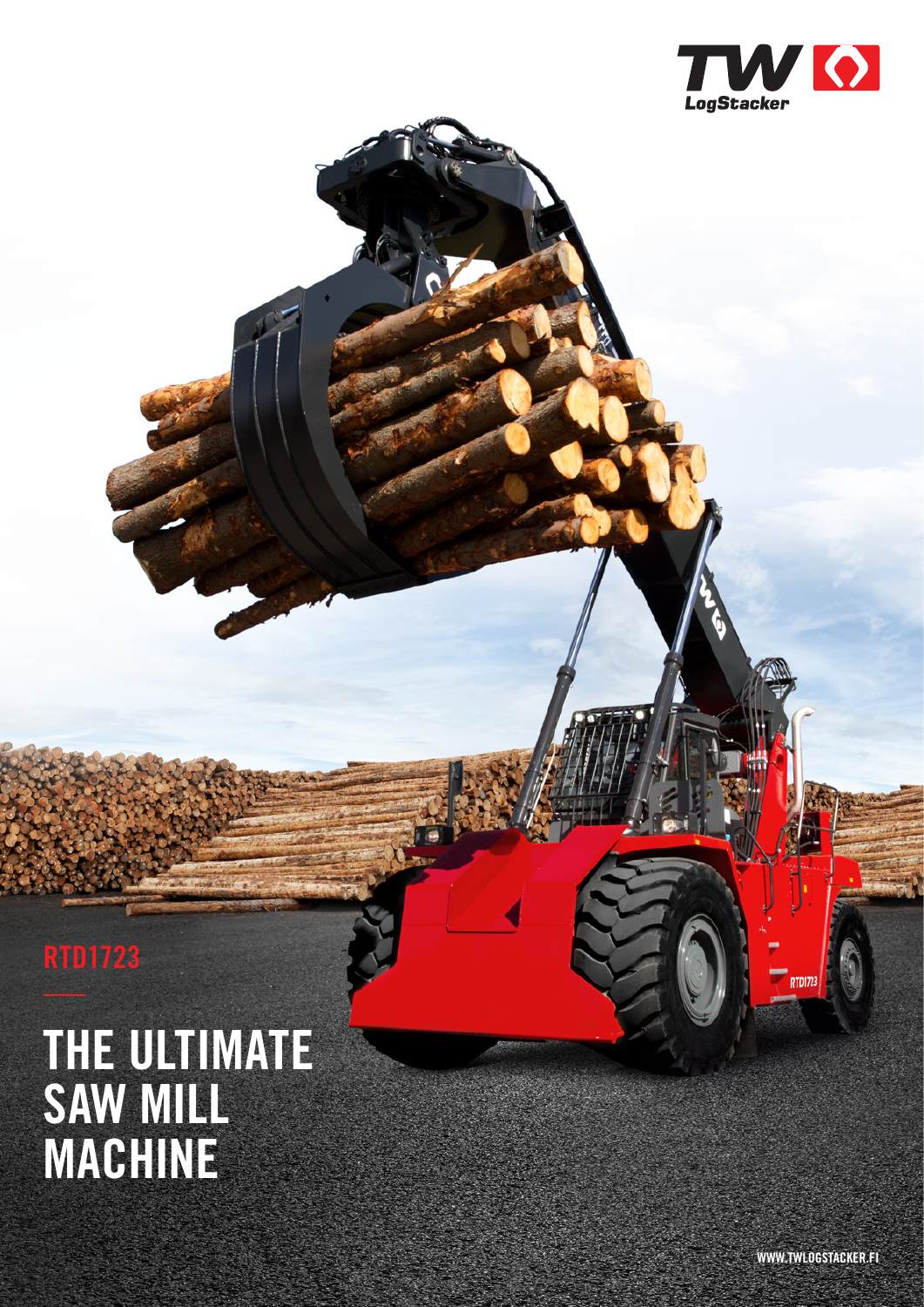TW LogStacker

RTD1723

# THE ULTIMATE SAW MILL MACHINE

WWW.TWLOGSTACKER.FI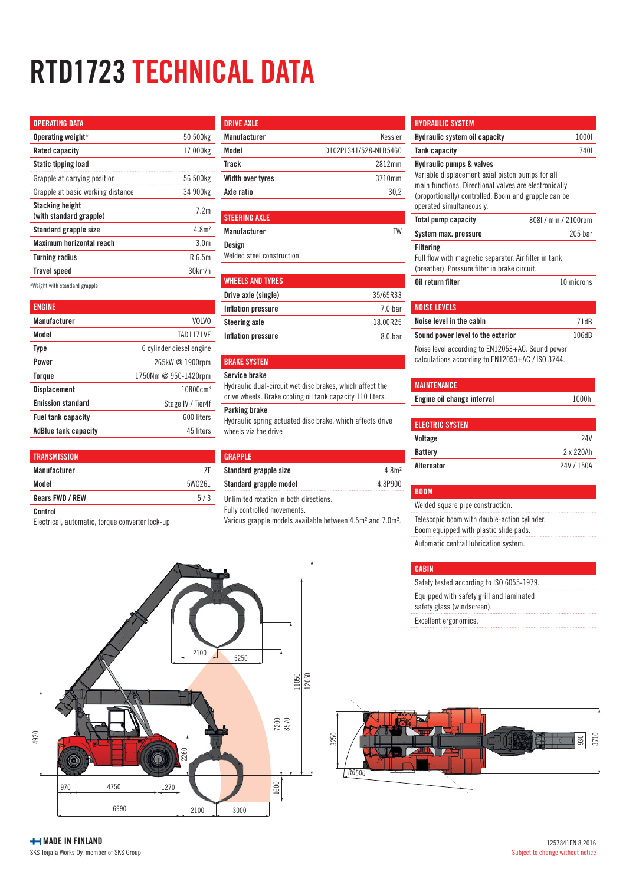# RTD1723 TECHNICAL DATA

| OPERATING DATA | |
|---|---|
| Operating weight* | 50 500kg |
| Rated capacity | 17 000kg |
| Static tipping load | |
| Grapple at carrying position | 56 500kg |
| Grapple at basic working distance | 34 900kg |
| Stacking height (with standard grapple) | 7.2m |
| Standard grapple size | 4.8m² |
| Maximum horizontal reach | 3.0m |
| Turning radius | R 6.5m |
| Travel speed | 30km/h |

*Weight with standard grapple

| ENGINE | |
|---|---|
| Manufacturer | VOLVO |
| Model | TAD1171VE |
| Type | 6 cylinder diesel engine |
| Power | 265kW @ 1900rpm |
| Torque | 1750Nm @ 950-1420rpm |
| Displacement | 10800cm³ |
| Emission standard | Stage IV / Tier4f |
| Fuel tank capacity | 600 liters |
| AdBlue tank capacity | 45 liters |

| TRANSMISSION | |
|---|---|
| Manufacturer | ZF |
| Model | 5WG261 |
| Gears FWD / REW | 5 / 3 |

**Control**
Electrical, automatic, torque converter lock-up

| DRIVE AXLE | |
|---|---|
| Manufacturer | Kessler |
| Model | D102PL341/528-NLB5460 |
| Track | 2812mm |
| Width over tyres | 3710mm |
| Axle ratio | 30,2 |

| STEERING AXLE | |
|---|---|
| Manufacturer | TW |

**Design**
Welded steel construction

| WHEELS AND TYRES | |
|---|---|
| Drive axle (single) | 35/65R33 |
| Inflation pressure | 7.0 bar |
| Steering axle | 18.00R25 |
| Inflation pressure | 8.0 bar |

**BRAKE SYSTEM**

**Service brake**
Hydraulic dual-circuit wet disc brakes, which affect the drive wheels. Brake cooling oil tank capacity 110 liters.

**Parking brake**
Hydraulic spring actuated disc brake, which affects drive wheels via the drive

| GRAPPLE | |
|---|---|
| Standard grapple size | 4.8m² |
| Standard grapple model | 4.8P900 |

Unlimited rotation in both directions.
Fully controlled movements.
Various grapple models available between 4.5m² and 7.0m².

| HYDRAULIC SYSTEM | |
|---|---|
| Hydraulic system oil capacity | 1000l |
| Tank capacity | 740l |

**Hydraulic pumps & valves**
Variable displacement axial piston pumps for all main functions. Directional valves are electronically (proportionally) controlled. Boom and grapple can be operated simultaneously.

| | |
|---|---|
| Total pump capacity | 808l / min / 2100rpm |
| System max. pressure | 205 bar |

**Filtering**
Full flow with magnetic separator. Air filter in tank (breather). Pressure filter in brake circuit.

| | |
|---|---|
| Oil return filter | 10 microns |

| NOISE LEVELS | |
|---|---|
| Noise level in the cabin | 71dB |
| Sound power level to the exterior | 106dB |

Noise level according to EN12053+AC. Sound power calculations according to EN12053+AC / ISO 3744.

| MAINTENANCE | |
|---|---|
| Engine oil change interval | 1000h |

| ELECTRIC SYSTEM | |
|---|---|
| Voltage | 24V |
| Battery | 2 x 220Ah |
| Alternator | 24V / 150A |

**BOOM**

Welded square pipe construction.

Telescopic boom with double-action cylinder. Boom equipped with plastic slide pads.

Automatic central lubrication system.

**CABIN**

Safety tested according to ISO 6055-1979.

Equipped with safety grill and laminated safety glass (windscreen).

Excellent ergonomics.

2100
5250
11050
12050
7200
8570
4920
2260
1600
970
4750
1270
6990
2100
3000

3250
R6500
930
3710

**MADE IN FINLAND**
SKS Toijala Works Oy, member of SKS Group

1257841EN 8.2016
Subject to change without notice